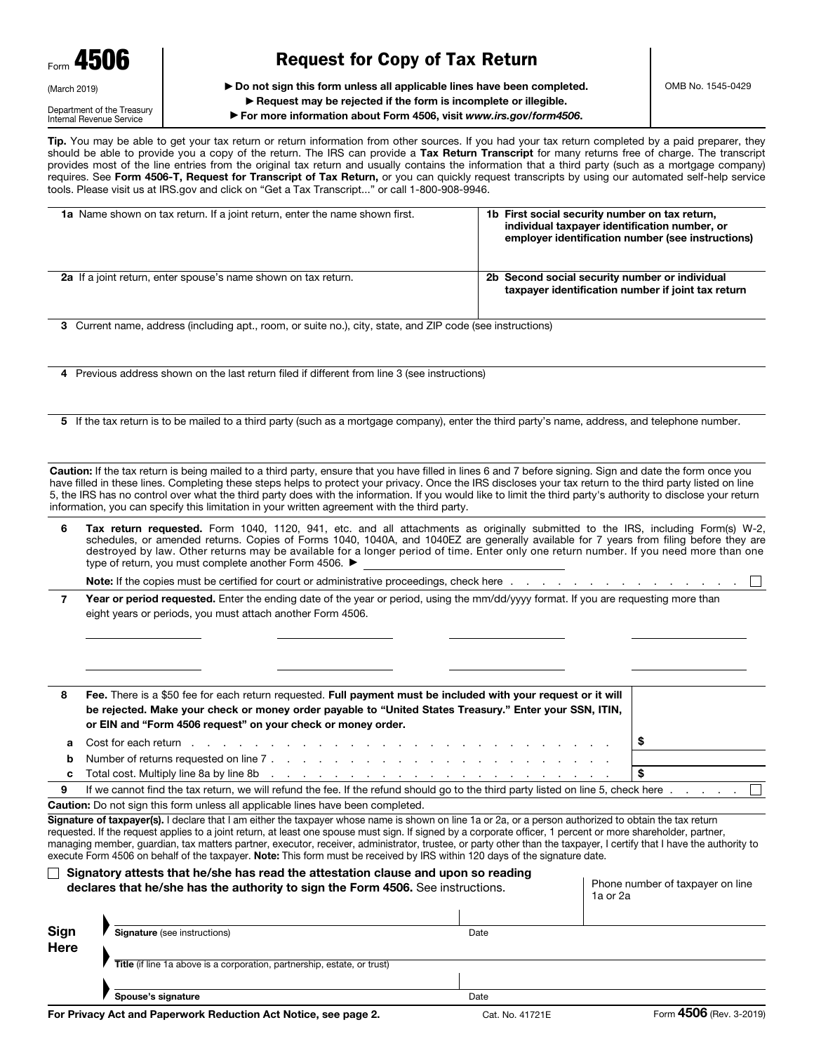Form **4506**

(March 2019)

Department of the Treasury
Internal Revenue Service

# Request for Copy of Tax Return

► **Do not sign this form unless all applicable lines have been completed.**

► **Request may be rejected if the form is incomplete or illegible.**

► **For more information about Form 4506, visit *www.irs.gov/form4506*.**

OMB No. 1545-0429

**Tip.** You may be able to get your tax return or return information from other sources. If you had your tax return completed by a paid preparer, they should be able to provide you a copy of the return. The IRS can provide a **Tax Return Transcript** for many returns free of charge. The transcript provides most of the line entries from the original tax return and usually contains the information that a third party (such as a mortgage company) requires. See **Form 4506-T, Request for Transcript of Tax Return,** or you can quickly request transcripts by using our automated self-help service tools. Please visit us at IRS.gov and click on "Get a Tax Transcript..." or call 1-800-908-9946.

| **1a** Name shown on tax return. If a joint return, enter the name shown first. | **1b First social security number on tax return, individual taxpayer identification number, or employer identification number (see instructions)** |
|---|---|
| **2a** If a joint return, enter spouse's name shown on tax return. | **2b Second social security number or individual taxpayer identification number if joint tax return** |

**3** Current name, address (including apt., room, or suite no.), city, state, and ZIP code (see instructions)

**4** Previous address shown on the last return filed if different from line 3 (see instructions)

**5** If the tax return is to be mailed to a third party (such as a mortgage company), enter the third party's name, address, and telephone number.

**Caution:** If the tax return is being mailed to a third party, ensure that you have filled in lines 6 and 7 before signing. Sign and date the form once you have filled in these lines. Completing these steps helps to protect your privacy. Once the IRS discloses your tax return to the third party listed on line 5, the IRS has no control over what the third party does with the information. If you would like to limit the third party's authority to disclose your return information, you can specify this limitation in your written agreement with the third party.

**6** **Tax return requested.** Form 1040, 1120, 941, etc. and all attachments as originally submitted to the IRS, including Form(s) W-2, schedules, or amended returns. Copies of Forms 1040, 1040A, and 1040EZ are generally available for 7 years from filing before they are destroyed by law. Other returns may be available for a longer period of time. Enter only one return number. If you need more than one type of return, you must complete another Form 4506. ► ______________

**Note:** If the copies must be certified for court or administrative proceedings, check here . . . . . . . . . . . . . . . . . ☐

**7** **Year or period requested.** Enter the ending date of the year or period, using the mm/dd/yyyy format. If you are requesting more than eight years or periods, you must attach another Form 4506.

______________ ______________ ______________ ______________

______________ ______________ ______________ ______________

**8** **Fee.** There is a $50 fee for each return requested. **Full payment must be included with your request or it will be rejected. Make your check or money order payable to "United States Treasury." Enter your SSN, ITIN, or EIN and "Form 4506 request" on your check or money order.**

| | | |
|---|---|---|
| **a** | Cost for each return . . . . . . . . . . . . . . . . . . . . . . . . . . . . . | $ |
| **b** | Number of returns requested on line 7 . . . . . . . . . . . . . . . . . . . . . . . . | |
| **c** | Total cost. Multiply line 8a by line 8b . . . . . . . . . . . . . . . . . . . . . . . | $ |

**9** If we cannot find the tax return, we will refund the fee. If the refund should go to the third party listed on line 5, check here . . . . . ☐

**Caution:** Do not sign this form unless all applicable lines have been completed.

**Signature of taxpayer(s).** I declare that I am either the taxpayer whose name is shown on line 1a or 2a, or a person authorized to obtain the tax return requested. If the request applies to a joint return, at least one spouse must sign. If signed by a corporate officer, 1 percent or more shareholder, partner, managing member, guardian, tax matters partner, executor, receiver, administrator, trustee, or party other than the taxpayer, I certify that I have the authority to execute Form 4506 on behalf of the taxpayer. **Note:** This form must be received by IRS within 120 days of the signature date.

☐ **Signatory attests that he/she has read the attestation clause and upon so reading declares that he/she has the authority to sign the Form 4506.** See instructions.

Phone number of taxpayer on line 1a or 2a

**Sign Here**

► **Signature** (see instructions) | Date

► **Title** (if line 1a above is a corporation, partnership, estate, or trust)

► **Spouse's signature** | Date

**For Privacy Act and Paperwork Reduction Act Notice, see page 2.** Cat. No. 41721E Form **4506** (Rev. 3-2019)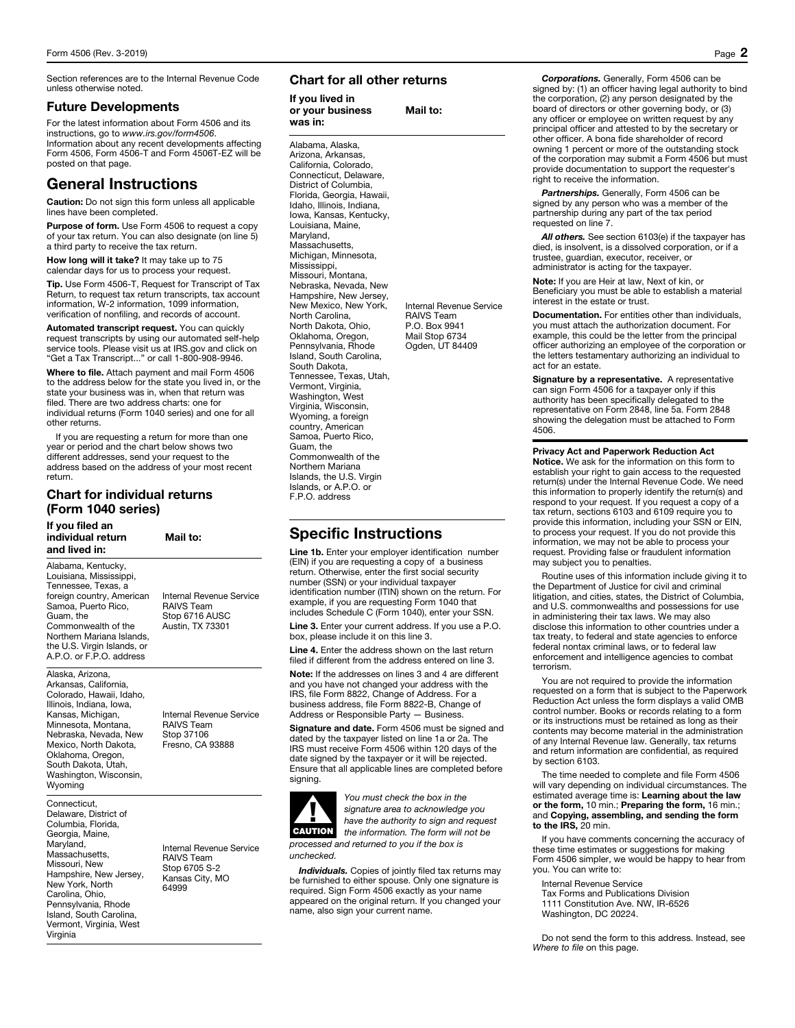Section references are to the Internal Revenue Code unless otherwise noted.

## Future Developments

For the latest information about Form 4506 and its instructions, go to *www.irs.gov/form4506*. Information about any recent developments affecting Form 4506, Form 4506-T and Form 4506T-EZ will be posted on that page.

# General Instructions

**Caution:** Do not sign this form unless all applicable lines have been completed.

**Purpose of form.** Use Form 4506 to request a copy of your tax return. You can also designate (on line 5) a third party to receive the tax return.

**How long will it take?** It may take up to 75 calendar days for us to process your request.

**Tip.** Use Form 4506-T, Request for Transcript of Tax Return, to request tax return transcripts, tax account information, W-2 information, 1099 information, verification of nonfiling, and records of account.

**Automated transcript request.** You can quickly request transcripts by using our automated self-help service tools. Please visit us at IRS.gov and click on "Get a Tax Transcript..." or call 1-800-908-9946.

**Where to file.** Attach payment and mail Form 4506 to the address below for the state you lived in, or the state your business was in, when that return was filed. There are two address charts: one for individual returns (Form 1040 series) and one for all other returns.

If you are requesting a return for more than one year or period and the chart below shows two different addresses, send your request to the address based on the address of your most recent return.

## Chart for individual returns (Form 1040 series)

| If you filed an individual return and lived in: | Mail to: |
|---|---|
| Alabama, Kentucky, Louisiana, Mississippi, Tennessee, Texas, a foreign country, American Samoa, Puerto Rico, Guam, the Commonwealth of the Northern Mariana Islands, the U.S. Virgin Islands, or A.P.O. or F.P.O. address | Internal Revenue Service RAIVS Team Stop 6716 AUSC Austin, TX 73301 |
| Alaska, Arizona, Arkansas, California, Colorado, Hawaii, Idaho, Illinois, Indiana, Iowa, Kansas, Michigan, Minnesota, Montana, Nebraska, Nevada, New Mexico, North Dakota, Oklahoma, Oregon, South Dakota, Utah, Washington, Wisconsin, Wyoming | Internal Revenue Service RAIVS Team Stop 37106 Fresno, CA 93888 |
| Connecticut, Delaware, District of Columbia, Florida, Georgia, Maine, Maryland, Massachusetts, Missouri, New Hampshire, New Jersey, New York, North Carolina, Ohio, Pennsylvania, Rhode Island, South Carolina, Vermont, Virginia, West Virginia | Internal Revenue Service RAIVS Team Stop 6705 S-2 Kansas City, MO 64999 |

## Chart for all other returns

| If you lived in or your business was in: | Mail to: |
|---|---|
| Alabama, Alaska, Arizona, Arkansas, California, Colorado, Connecticut, Delaware, District of Columbia, Florida, Georgia, Hawaii, Idaho, Illinois, Indiana, Iowa, Kansas, Kentucky, Louisiana, Maine, Maryland, Massachusetts, Michigan, Minnesota, Mississippi, Missouri, Montana, Nebraska, Nevada, New Hampshire, New Jersey, New Mexico, New York, North Carolina, North Dakota, Ohio, Oklahoma, Oregon, Pennsylvania, Rhode Island, South Carolina, South Dakota, Tennessee, Texas, Utah, Vermont, Virginia, Washington, West Virginia, Wisconsin, Wyoming, a foreign country, American Samoa, Puerto Rico, Guam, the Commonwealth of the Northern Mariana Islands, the U.S. Virgin Islands, or A.P.O. or F.P.O. address | Internal Revenue Service RAIVS Team P.O. Box 9941 Mail Stop 6734 Ogden, UT 84409 |

# Specific Instructions

**Line 1b.** Enter your employer identification number (EIN) if you are requesting a copy of a business return. Otherwise, enter the first social security number (SSN) or your individual taxpayer identification number (ITIN) shown on the return. For example, if you are requesting Form 1040 that includes Schedule C (Form 1040), enter your SSN.

**Line 3.** Enter your current address. If you use a P.O. box, please include it on this line 3.

**Line 4.** Enter the address shown on the last return filed if different from the address entered on line 3.

**Note:** If the addresses on lines 3 and 4 are different and you have not changed your address with the IRS, file Form 8822, Change of Address. For a business address, file Form 8822-B, Change of Address or Responsible Party — Business.

**Signature and date.** Form 4506 must be signed and dated by the taxpayer listed on line 1a or 2a. The IRS must receive Form 4506 within 120 days of the date signed by the taxpayer or it will be rejected. Ensure that all applicable lines are completed before signing.

**CAUTION** *You must check the box in the signature area to acknowledge you have the authority to sign and request the information. The form will not be processed and returned to you if the box is unchecked.*

***Individuals.*** Copies of jointly filed tax returns may be furnished to either spouse. Only one signature is required. Sign Form 4506 exactly as your name appeared on the original return. If you changed your name, also sign your current name.

***Corporations.*** Generally, Form 4506 can be signed by: (1) an officer having legal authority to bind the corporation, (2) any person designated by the board of directors or other governing body, or (3) any officer or employee on written request by any principal officer and attested to by the secretary or other officer. A bona fide shareholder of record owning 1 percent or more of the outstanding stock of the corporation may submit a Form 4506 but must provide documentation to support the requester's right to receive the information.

***Partnerships.*** Generally, Form 4506 can be signed by any person who was a member of the partnership during any part of the tax period requested on line 7.

***All others.*** See section 6103(e) if the taxpayer has died, is insolvent, is a dissolved corporation, or if a trustee, guardian, executor, receiver, or administrator is acting for the taxpayer.

**Note:** If you are Heir at law, Next of kin, or Beneficiary you must be able to establish a material interest in the estate or trust.

**Documentation.** For entities other than individuals, you must attach the authorization document. For example, this could be the letter from the principal officer authorizing an employee of the corporation or the letters testamentary authorizing an individual to act for an estate.

**Signature by a representative.** A representative can sign Form 4506 for a taxpayer only if this authority has been specifically delegated to the representative on Form 2848, line 5a. Form 2848 showing the delegation must be attached to Form 4506.

**Privacy Act and Paperwork Reduction Act Notice.** We ask for the information on this form to establish your right to gain access to the requested return(s) under the Internal Revenue Code. We need this information to properly identify the return(s) and respond to your request. If you request a copy of a tax return, sections 6103 and 6109 require you to provide this information, including your SSN or EIN, to process your request. If you do not provide this information, we may not be able to process your request. Providing false or fraudulent information may subject you to penalties.

Routine uses of this information include giving it to the Department of Justice for civil and criminal litigation, and cities, states, the District of Columbia, and U.S. commonwealths and possessions for use in administering their tax laws. We may also disclose this information to other countries under a tax treaty, to federal and state agencies to enforce federal nontax criminal laws, or to federal law enforcement and intelligence agencies to combat terrorism.

You are not required to provide the information requested on a form that is subject to the Paperwork Reduction Act unless the form displays a valid OMB control number. Books or records relating to a form or its instructions must be retained as long as their contents may become material in the administration of any Internal Revenue law. Generally, tax returns and return information are confidential, as required by section 6103.

The time needed to complete and file Form 4506 will vary depending on individual circumstances. The estimated average time is: **Learning about the law or the form,** 10 min.; **Preparing the form,** 16 min.; and **Copying, assembling, and sending the form to the IRS,** 20 min.

If you have comments concerning the accuracy of these time estimates or suggestions for making Form 4506 simpler, we would be happy to hear from you. You can write to:

Internal Revenue Service
Tax Forms and Publications Division
1111 Constitution Ave. NW, IR-6526
Washington, DC 20224.

Do not send the form to this address. Instead, see *Where to file* on this page.